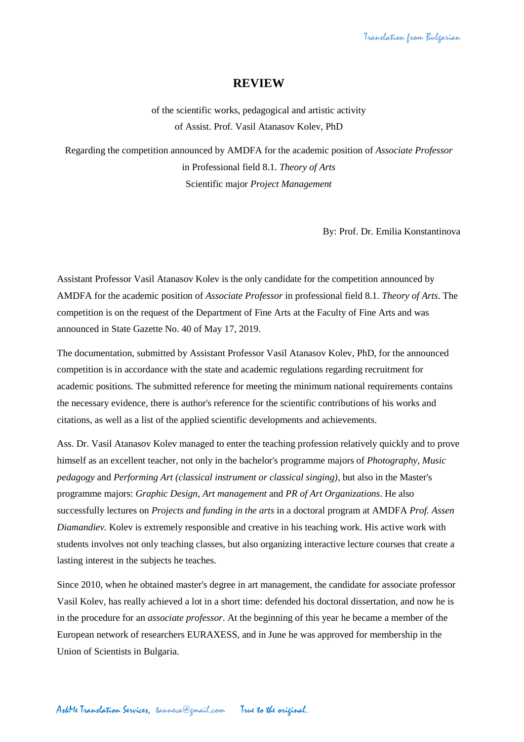Translation from Bulgarian

# REVIEW

of the scientific works, pedagogical and artistic activity
of Assist. Prof. Vasil Atanasov Kolev, PhD

Regarding the competition announced by AMDFA for the academic position of *Associate Professor*
in Professional field 8.1. *Theory of Arts*
Scientific major *Project Management*

By: Prof. Dr. Emilia Konstantinova

Assistant Professor Vasil Atanasov Kolev is the only candidate for the competition announced by AMDFA for the academic position of *Associate Professor* in professional field 8.1. *Theory of Arts*. The competition is on the request of the Department of Fine Arts at the Faculty of Fine Arts and was announced in State Gazette No. 40 of May 17, 2019.

The documentation, submitted by Assistant Professor Vasil Atanasov Kolev, PhD, for the announced competition is in accordance with the state and academic regulations regarding recruitment for academic positions. The submitted reference for meeting the minimum national requirements contains the necessary evidence, there is author's reference for the scientific contributions of his works and citations, as well as a list of the applied scientific developments and achievements.

Ass. Dr. Vasil Atanasov Kolev managed to enter the teaching profession relatively quickly and to prove himself as an excellent teacher, not only in the bachelor's programme majors of *Photography, Music pedagogy* and *Performing Art (classical instrument or classical singing)*, but also in the Master's programme majors: *Graphic Design*, *Art management* and *PR of Art Organizations*. He also successfully lectures on *Projects and funding in the arts* in a doctoral program at AMDFA *Prof. Assen Diamandiev.* Kolev is extremely responsible and creative in his teaching work. His active work with students involves not only teaching classes, but also organizing interactive lecture courses that create a lasting interest in the subjects he teaches.

Since 2010, when he obtained master's degree in art management, the candidate for associate professor Vasil Kolev, has really achieved a lot in a short time: defended his doctoral dissertation, and now he is in the procedure for an *associate professor*. At the beginning of this year he became a member of the European network of researchers EURAXESS, and in June he was approved for membership in the Union of Scientists in Bulgaria.

AskMe Translation Services, tanneva@gmail.com True to the original.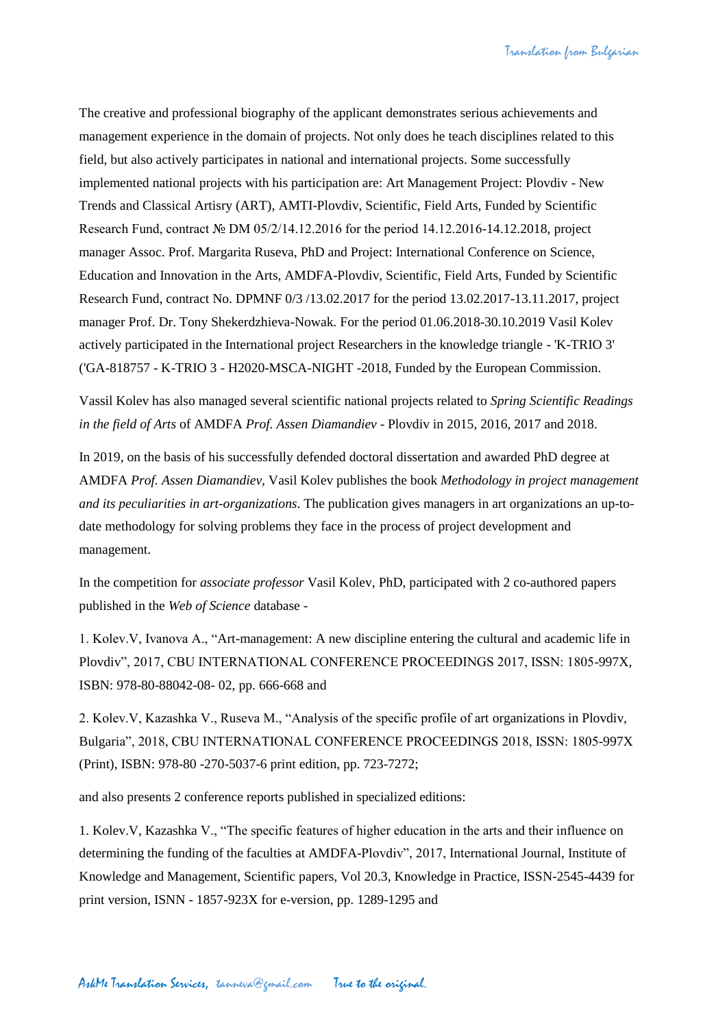The creative and professional biography of the applicant demonstrates serious achievements and management experience in the domain of projects. Not only does he teach disciplines related to this field, but also actively participates in national and international projects. Some successfully implemented national projects with his participation are: Art Management Project: Plovdiv - New Trends and Classical Artisry (ART), AMTI-Plovdiv, Scientific, Field Arts, Funded by Scientific Research Fund, contract № DM 05/2/14.12.2016 for the period 14.12.2016-14.12.2018, project manager Assoc. Prof. Margarita Ruseva, PhD and Project: International Conference on Science, Education and Innovation in the Arts, AMDFA-Plovdiv, Scientific, Field Arts, Funded by Scientific Research Fund, contract No. DPMNF 0/3 /13.02.2017 for the period 13.02.2017-13.11.2017, project manager Prof. Dr. Tony Shekerdzhieva-Nowak. For the period 01.06.2018-30.10.2019 Vasil Kolev actively participated in the International project Researchers in the knowledge triangle - 'K-TRIO 3' ('GA-818757 - K-TRIO 3 - H2020-MSCA-NIGHT -2018, Funded by the European Commission.

Vassil Kolev has also managed several scientific national projects related to *Spring Scientific Readings in the field of Arts* of AMDFA *Prof. Assen Diamandiev* - Plovdiv in 2015, 2016, 2017 and 2018.

In 2019, on the basis of his successfully defended doctoral dissertation and awarded PhD degree at AMDFA *Prof. Assen Diamandiev*, Vasil Kolev publishes the book *Methodology in project management and its peculiarities in art-organizations*. The publication gives managers in art organizations an up-to-date methodology for solving problems they face in the process of project development and management.

In the competition for *associate professor* Vasil Kolev, PhD, participated with 2 co-authored papers published in the *Web of Science* database -

1. Kolev.V, Ivanova A., "Art-management: A new discipline entering the cultural and academic life in Plovdiv", 2017, CBU INTERNATIONAL CONFERENCE PROCEEDINGS 2017, ISSN: 1805-997X, ISBN: 978-80-88042-08- 02, pp. 666-668 and

2. Kolev.V, Kazashka V., Ruseva M., "Analysis of the specific profile of art organizations in Plovdiv, Bulgaria", 2018, CBU INTERNATIONAL CONFERENCE PROCEEDINGS 2018, ISSN: 1805-997X (Print), ISBN: 978-80 -270-5037-6 print edition, pp. 723-7272;

and also presents 2 conference reports published in specialized editions:

1. Kolev.V, Kazashka V., "The specific features of higher education in the arts and their influence on determining the funding of the faculties at AMDFA-Plovdiv", 2017, International Journal, Institute of Knowledge and Management, Scientific papers, Vol 20.3, Knowledge in Practice, ISSN-2545-4439 for print version, ISNN - 1857-923X for e-version, pp. 1289-1295 and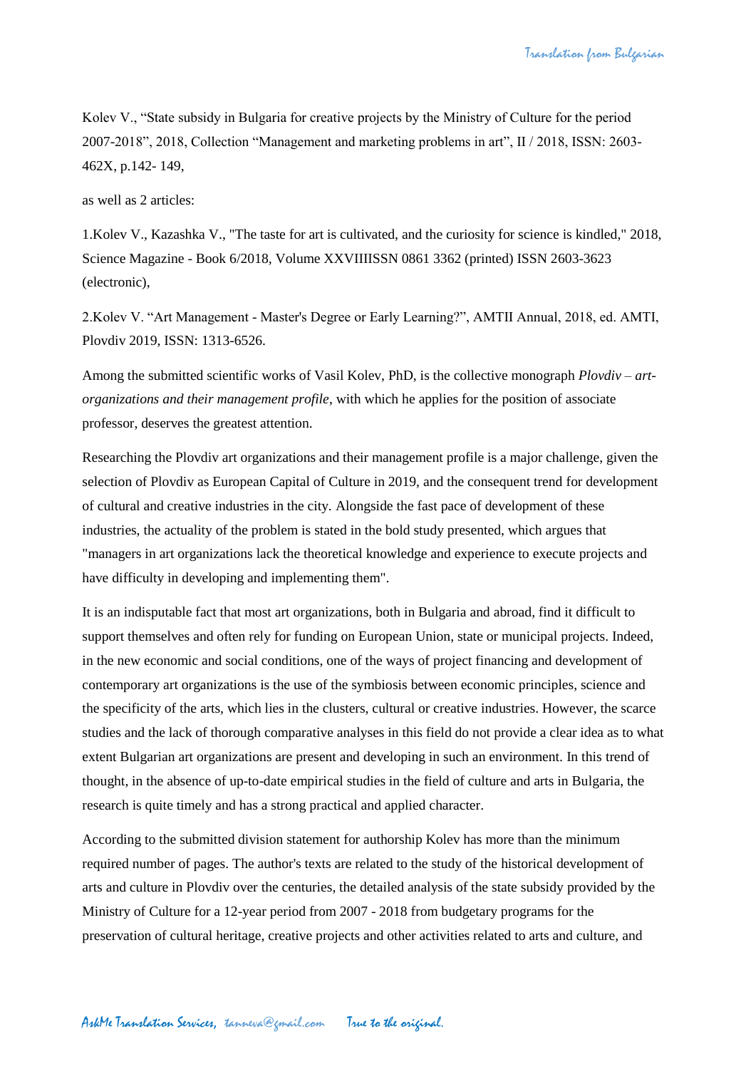Kolev V., “State subsidy in Bulgaria for creative projects by the Ministry of Culture for the period 2007-2018”, 2018, Collection “Management and marketing problems in art”, II / 2018, ISSN: 2603-462X, p.142- 149,

as well as 2 articles:

1.Kolev V., Kazashka V., "The taste for art is cultivated, and the curiosity for science is kindled," 2018, Science Magazine - Book 6/2018, Volume XXVIIIISSN 0861 3362 (printed) ISSN 2603-3623 (electronic),

2.Kolev V. “Art Management - Master's Degree or Early Learning?”, AMTII Annual, 2018, ed. AMTI, Plovdiv 2019, ISSN: 1313-6526.

Among the submitted scientific works of Vasil Kolev, PhD, is the collective monograph *Plovdiv – art-organizations and their management profile*, with which he applies for the position of associate professor, deserves the greatest attention.

Researching the Plovdiv art organizations and their management profile is a major challenge, given the selection of Plovdiv as European Capital of Culture in 2019, and the consequent trend for development of cultural and creative industries in the city. Alongside the fast pace of development of these industries, the actuality of the problem is stated in the bold study presented, which argues that "managers in art organizations lack the theoretical knowledge and experience to execute projects and have difficulty in developing and implementing them".

It is an indisputable fact that most art organizations, both in Bulgaria and abroad, find it difficult to support themselves and often rely for funding on European Union, state or municipal projects. Indeed, in the new economic and social conditions, one of the ways of project financing and development of contemporary art organizations is the use of the symbiosis between economic principles, science and the specificity of the arts, which lies in the clusters, cultural or creative industries. However, the scarce studies and the lack of thorough comparative analyses in this field do not provide a clear idea as to what extent Bulgarian art organizations are present and developing in such an environment. In this trend of thought, in the absence of up-to-date empirical studies in the field of culture and arts in Bulgaria, the research is quite timely and has a strong practical and applied character.

According to the submitted division statement for authorship Kolev has more than the minimum required number of pages. The author's texts are related to the study of the historical development of arts and culture in Plovdiv over the centuries, the detailed analysis of the state subsidy provided by the Ministry of Culture for a 12-year period from 2007 - 2018 from budgetary programs for the preservation of cultural heritage, creative projects and other activities related to arts and culture, and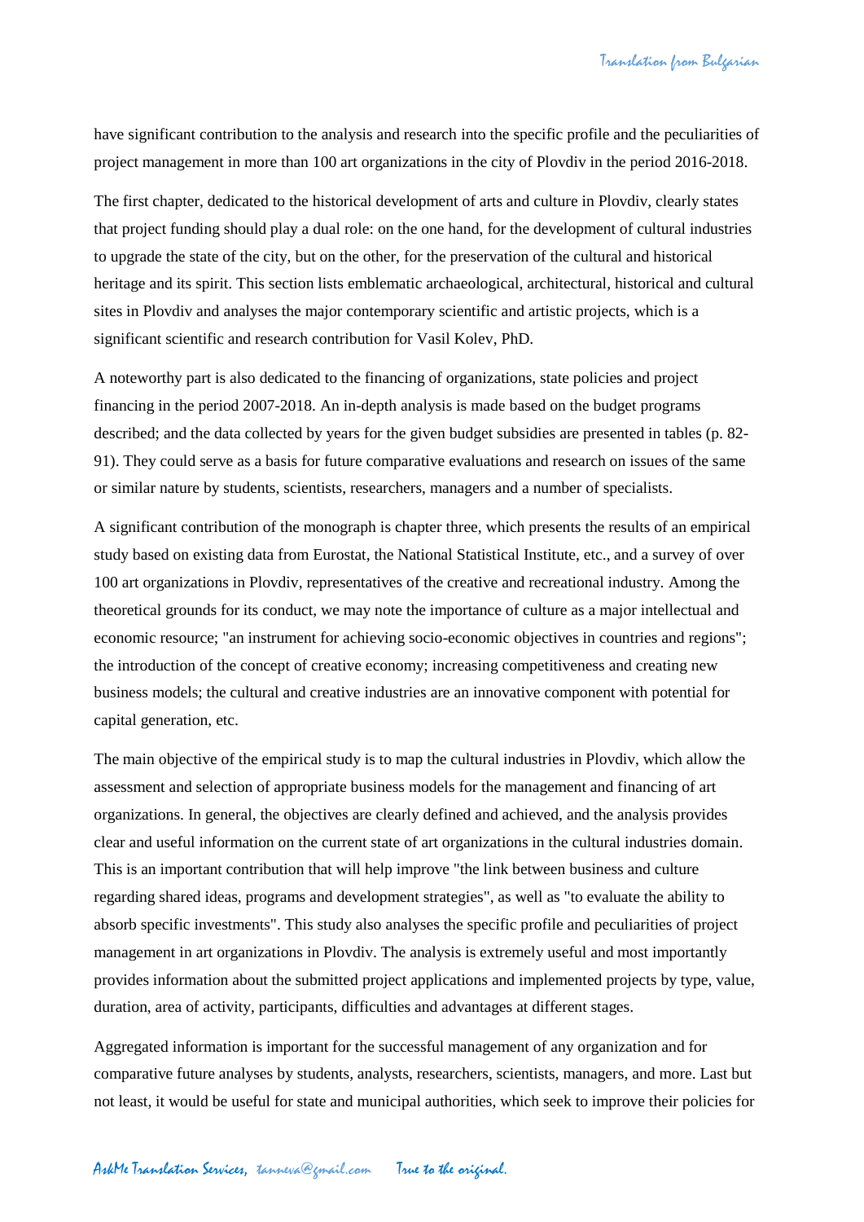have significant contribution to the analysis and research into the specific profile and the peculiarities of project management in more than 100 art organizations in the city of Plovdiv in the period 2016-2018.

The first chapter, dedicated to the historical development of arts and culture in Plovdiv, clearly states that project funding should play a dual role: on the one hand, for the development of cultural industries to upgrade the state of the city, but on the other, for the preservation of the cultural and historical heritage and its spirit. This section lists emblematic archaeological, architectural, historical and cultural sites in Plovdiv and analyses the major contemporary scientific and artistic projects, which is a significant scientific and research contribution for Vasil Kolev, PhD.

A noteworthy part is also dedicated to the financing of organizations, state policies and project financing in the period 2007-2018. An in-depth analysis is made based on the budget programs described; and the data collected by years for the given budget subsidies are presented in tables (p. 82-91). They could serve as a basis for future comparative evaluations and research on issues of the same or similar nature by students, scientists, researchers, managers and a number of specialists.

A significant contribution of the monograph is chapter three, which presents the results of an empirical study based on existing data from Eurostat, the National Statistical Institute, etc., and a survey of over 100 art organizations in Plovdiv, representatives of the creative and recreational industry. Among the theoretical grounds for its conduct, we may note the importance of culture as a major intellectual and economic resource; "an instrument for achieving socio-economic objectives in countries and regions"; the introduction of the concept of creative economy; increasing competitiveness and creating new business models; the cultural and creative industries are an innovative component with potential for capital generation, etc.

The main objective of the empirical study is to map the cultural industries in Plovdiv, which allow the assessment and selection of appropriate business models for the management and financing of art organizations. In general, the objectives are clearly defined and achieved, and the analysis provides clear and useful information on the current state of art organizations in the cultural industries domain. This is an important contribution that will help improve "the link between business and culture regarding shared ideas, programs and development strategies", as well as "to evaluate the ability to absorb specific investments". This study also analyses the specific profile and peculiarities of project management in art organizations in Plovdiv. The analysis is extremely useful and most importantly provides information about the submitted project applications and implemented projects by type, value, duration, area of activity, participants, difficulties and advantages at different stages.

Aggregated information is important for the successful management of any organization and for comparative future analyses by students, analysts, researchers, scientists, managers, and more. Last but not least, it would be useful for state and municipal authorities, which seek to improve their policies for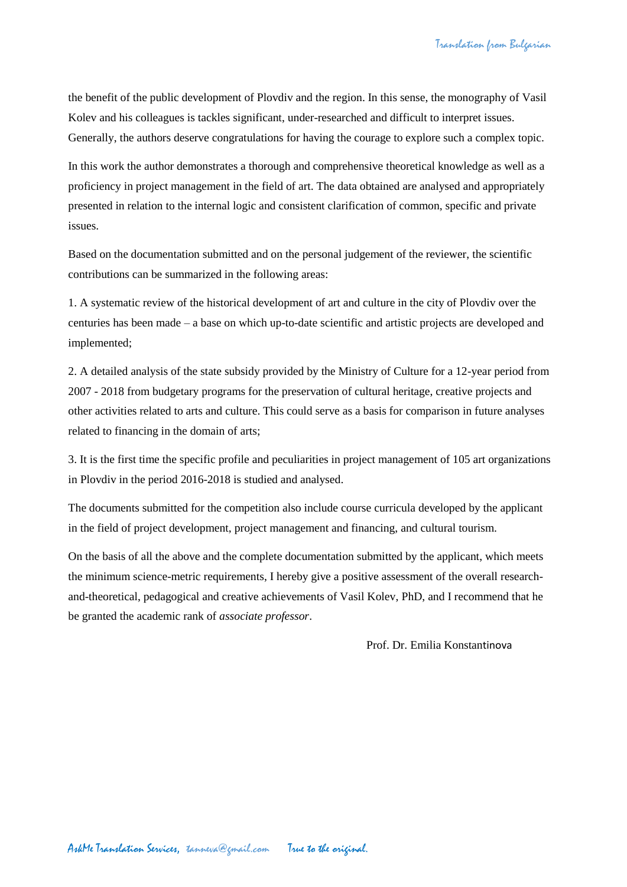the benefit of the public development of Plovdiv and the region. In this sense, the monography of Vasil Kolev and his colleagues is tackles significant, under-researched and difficult to interpret issues. Generally, the authors deserve congratulations for having the courage to explore such a complex topic.

In this work the author demonstrates a thorough and comprehensive theoretical knowledge as well as a proficiency in project management in the field of art. The data obtained are analysed and appropriately presented in relation to the internal logic and consistent clarification of common, specific and private issues.

Based on the documentation submitted and on the personal judgement of the reviewer, the scientific contributions can be summarized in the following areas:

1. A systematic review of the historical development of art and culture in the city of Plovdiv over the centuries has been made – a base on which up-to-date scientific and artistic projects are developed and implemented;

2. A detailed analysis of the state subsidy provided by the Ministry of Culture for a 12-year period from 2007 - 2018 from budgetary programs for the preservation of cultural heritage, creative projects and other activities related to arts and culture. This could serve as a basis for comparison in future analyses related to financing in the domain of arts;

3. It is the first time the specific profile and peculiarities in project management of 105 art organizations in Plovdiv in the period 2016-2018 is studied and analysed.

The documents submitted for the competition also include course curricula developed by the applicant in the field of project development, project management and financing, and cultural tourism.

On the basis of all the above and the complete documentation submitted by the applicant, which meets the minimum science-metric requirements, I hereby give a positive assessment of the overall research-and-theoretical, pedagogical and creative achievements of Vasil Kolev, PhD, and I recommend that he be granted the academic rank of *associate professor*.

Prof. Dr. Emilia Konstantinova